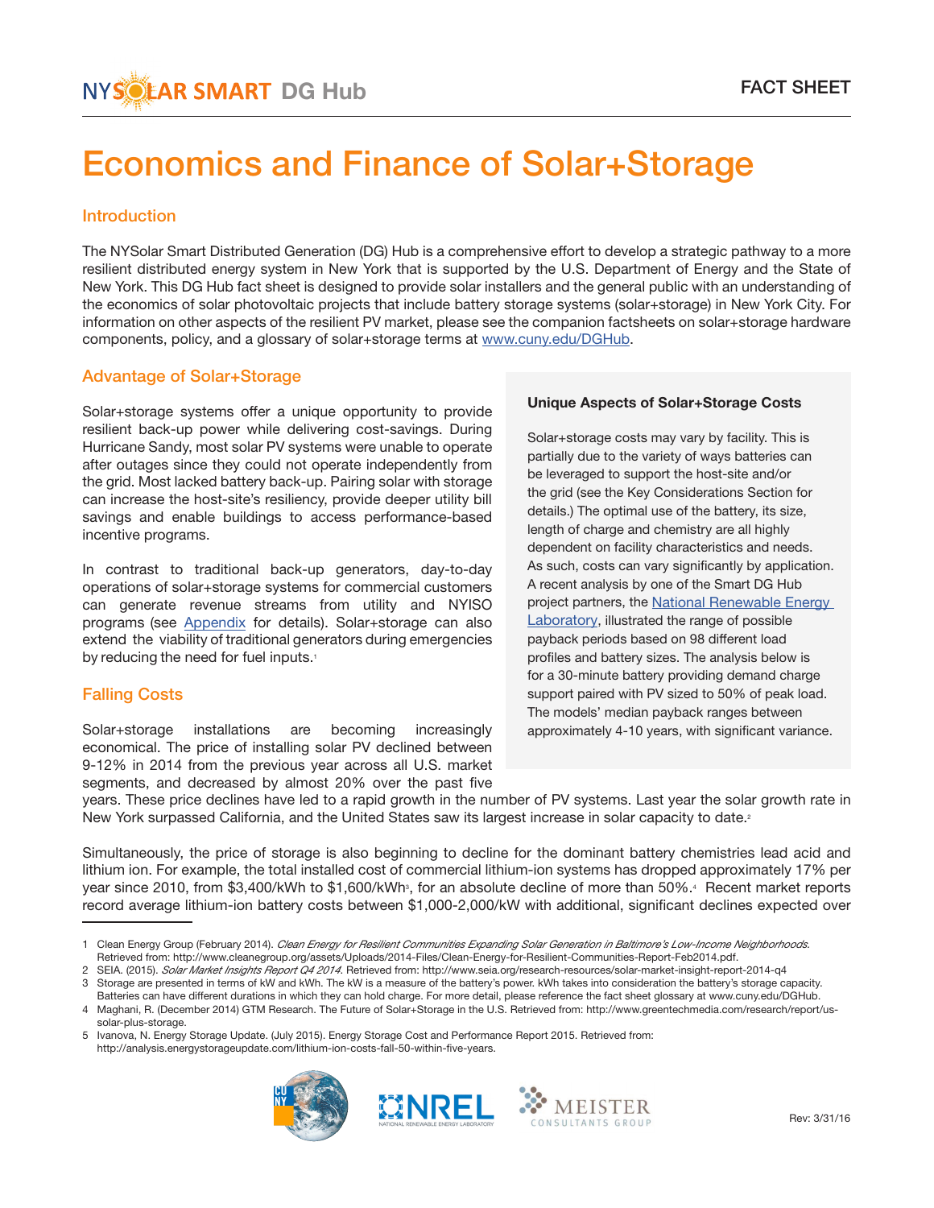FACT SHEET

# Economics and Finance of Solar+Storage

## Introduction

The NYSolar Smart Distributed Generation (DG) Hub is a comprehensive effort to develop a strategic pathway to a more resilient distributed energy system in New York that is supported by the U.S. Department of Energy and the State of New York. This DG Hub fact sheet is designed to provide solar installers and the general public with an understanding of the economics of solar photovoltaic projects that include battery storage systems (solar+storage) in New York City. For information on other aspects of the resilient PV market, please see the companion factsheets on solar+storage hardware components, policy, and a glossary of solar+storage terms at www.cuny.edu/DGHub.

## Advantage of Solar+Storage

Solar+storage systems offer a unique opportunity to provide resilient back-up power while delivering cost-savings. During Hurricane Sandy, most solar PV systems were unable to operate after outages since they could not operate independently from the grid. Most lacked battery back-up. Pairing solar with storage can increase the host-site's resiliency, provide deeper utility bill savings and enable buildings to access performance-based incentive programs.

In contrast to traditional back-up generators, day-to-day operations of solar+storage systems for commercial customers can generate revenue streams from utility and NYISO programs (see Appendix for details). Solar+storage can also extend the viability of traditional generators during emergencies by reducing the need for fuel inputs.[1]

> **Unique Aspects of Solar+Storage Costs**
>
> Solar+storage costs may vary by facility. This is partially due to the variety of ways batteries can be leveraged to support the host-site and/or the grid (see the Key Considerations Section for details.) The optimal use of the battery, its size, length of charge and chemistry are all highly dependent on facility characteristics and needs. As such, costs can vary significantly by application. A recent analysis by one of the Smart DG Hub project partners, the National Renewable Energy Laboratory, illustrated the range of possible payback periods based on 98 different load profiles and battery sizes. The analysis below is for a 30-minute battery providing demand charge support paired with PV sized to 50% of peak load. The models' median payback ranges between approximately 4-10 years, with significant variance.

## Falling Costs

Solar+storage installations are becoming increasingly economical. The price of installing solar PV declined between 9-12% in 2014 from the previous year across all U.S. market segments, and decreased by almost 20% over the past five years. These price declines have led to a rapid growth in the number of PV systems. Last year the solar growth rate in New York surpassed California, and the United States saw its largest increase in solar capacity to date.[2]

Simultaneously, the price of storage is also beginning to decline for the dominant battery chemistries lead acid and lithium ion. For example, the total installed cost of commercial lithium-ion systems has dropped approximately 17% per year since 2010, from $3,400/kWh to $1,600/kWh[3], for an absolute decline of more than 50%.[4] Recent market reports record average lithium-ion battery costs between $1,000-2,000/kW with additional, significant declines expected over

---

1 Clean Energy Group (February 2014). *Clean Energy for Resilient Communities Expanding Solar Generation in Baltimore's Low-Income Neighborhoods.* Retrieved from: http://www.cleanegroup.org/assets/Uploads/2014-Files/Clean-Energy-for-Resilient-Communities-Report-Feb2014.pdf.

2 SEIA. (2015). *Solar Market Insights Report Q4 2014.* Retrieved from: http://www.seia.org/research-resources/solar-market-insight-report-2014-q4

3 Storage are presented in terms of kW and kWh. The kW is a measure of the battery's power. kWh takes into consideration the battery's storage capacity. Batteries can have different durations in which they can hold charge. For more detail, please reference the fact sheet glossary at www.cuny.edu/DGHub.

4 Maghani, R. (December 2014) GTM Research. The Future of Solar+Storage in the U.S. Retrieved from: http://www.greentechmedia.com/research/report/us-solar-plus-storage.

5 Ivanova, N. Energy Storage Update. (July 2015). Energy Storage Cost and Performance Report 2015. Retrieved from: http://analysis.energystorageupdate.com/lithium-ion-costs-fall-50-within-five-years.

Rev: 3/31/16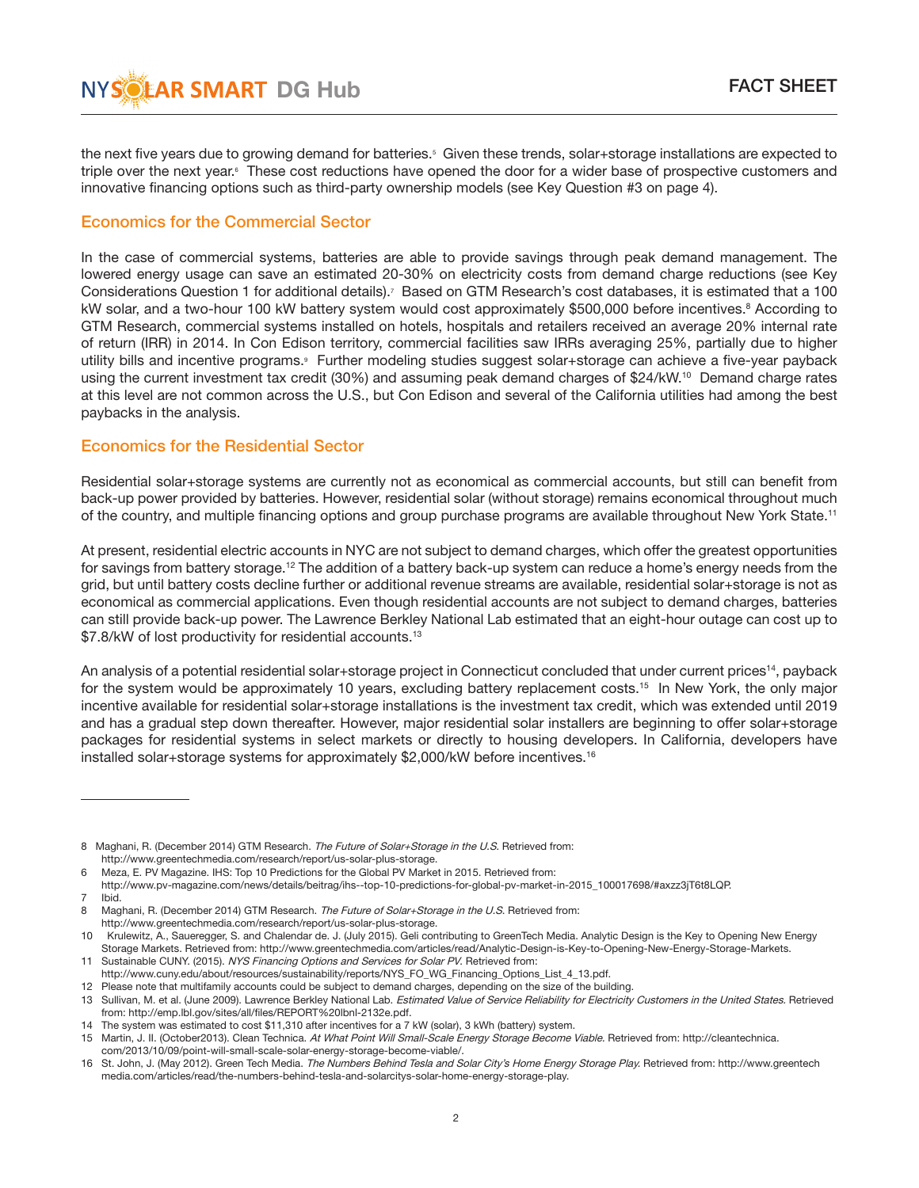the next five years due to growing demand for batteries.[5] Given these trends, solar+storage installations are expected to triple over the next year.[6] These cost reductions have opened the door for a wider base of prospective customers and innovative financing options such as third-party ownership models (see Key Question #3 on page 4).

## Economics for the Commercial Sector

In the case of commercial systems, batteries are able to provide savings through peak demand management. The lowered energy usage can save an estimated 20-30% on electricity costs from demand charge reductions (see Key Considerations Question 1 for additional details).[7] Based on GTM Research's cost databases, it is estimated that a 100 kW solar, and a two-hour 100 kW battery system would cost approximately $500,000 before incentives.[8] According to GTM Research, commercial systems installed on hotels, hospitals and retailers received an average 20% internal rate of return (IRR) in 2014. In Con Edison territory, commercial facilities saw IRRs averaging 25%, partially due to higher utility bills and incentive programs.[9] Further modeling studies suggest solar+storage can achieve a five-year payback using the current investment tax credit (30%) and assuming peak demand charges of $24/kW.[10] Demand charge rates at this level are not common across the U.S., but Con Edison and several of the California utilities had among the best paybacks in the analysis.

## Economics for the Residential Sector

Residential solar+storage systems are currently not as economical as commercial accounts, but still can benefit from back-up power provided by batteries. However, residential solar (without storage) remains economical throughout much of the country, and multiple financing options and group purchase programs are available throughout New York State.[11]

At present, residential electric accounts in NYC are not subject to demand charges, which offer the greatest opportunities for savings from battery storage.[12] The addition of a battery back-up system can reduce a home's energy needs from the grid, but until battery costs decline further or additional revenue streams are available, residential solar+storage is not as economical as commercial applications. Even though residential accounts are not subject to demand charges, batteries can still provide back-up power. The Lawrence Berkley National Lab estimated that an eight-hour outage can cost up to $7.8/kW of lost productivity for residential accounts.[13]

An analysis of a potential residential solar+storage project in Connecticut concluded that under current prices[14], payback for the system would be approximately 10 years, excluding battery replacement costs.[15] In New York, the only major incentive available for residential solar+storage installations is the investment tax credit, which was extended until 2019 and has a gradual step down thereafter. However, major residential solar installers are beginning to offer solar+storage packages for residential systems in select markets or directly to housing developers. In California, developers have installed solar+storage systems for approximately $2,000/kW before incentives.[16]

---

8 Maghani, R. (December 2014) GTM Research. *The Future of Solar+Storage in the U.S.* Retrieved from: http://www.greentechmedia.com/research/report/us-solar-plus-storage.

6 Meza, E. PV Magazine. IHS: Top 10 Predictions for the Global PV Market in 2015. Retrieved from: http://www.pv-magazine.com/news/details/beitrag/ihs--top-10-predictions-for-global-pv-market-in-2015_100017698/#axzz3jT6t8LQP.

7 Ibid.

8 Maghani, R. (December 2014) GTM Research. *The Future of Solar+Storage in the U.S.* Retrieved from: http://www.greentechmedia.com/research/report/us-solar-plus-storage.

10 Krulewitz, A., Saueregger, S. and Chalendar de. J. (July 2015). Geli contributing to GreenTech Media. Analytic Design is the Key to Opening New Energy Storage Markets. Retrieved from: http://www.greentechmedia.com/articles/read/Analytic-Design-is-Key-to-Opening-New-Energy-Storage-Markets.

11 Sustainable CUNY. (2015). *NYS Financing Options and Services for Solar PV.* Retrieved from: http://www.cuny.edu/about/resources/sustainability/reports/NYS_FO_WG_Financing_Options_List_4_13.pdf.

12 Please note that multifamily accounts could be subject to demand charges, depending on the size of the building.

13 Sullivan, M. et al. (June 2009). Lawrence Berkley National Lab. *Estimated Value of Service Reliability for Electricity Customers in the United States.* Retrieved from: http://emp.lbl.gov/sites/all/files/REPORT%20lbnl-2132e.pdf.

14 The system was estimated to cost $11,310 after incentives for a 7 kW (solar), 3 kWh (battery) system.

15 Martin, J. II. (October2013). Clean Technica. *At What Point Will Small-Scale Energy Storage Become Viable.* Retrieved from: http://cleantechnica.com/2013/10/09/point-will-small-scale-solar-energy-storage-become-viable/.

16 St. John, J. (May 2012). Green Tech Media. *The Numbers Behind Tesla and Solar City's Home Energy Storage Play.* Retrieved from: http://www.greentechmedia.com/articles/read/the-numbers-behind-tesla-and-solarcitys-solar-home-energy-storage-play.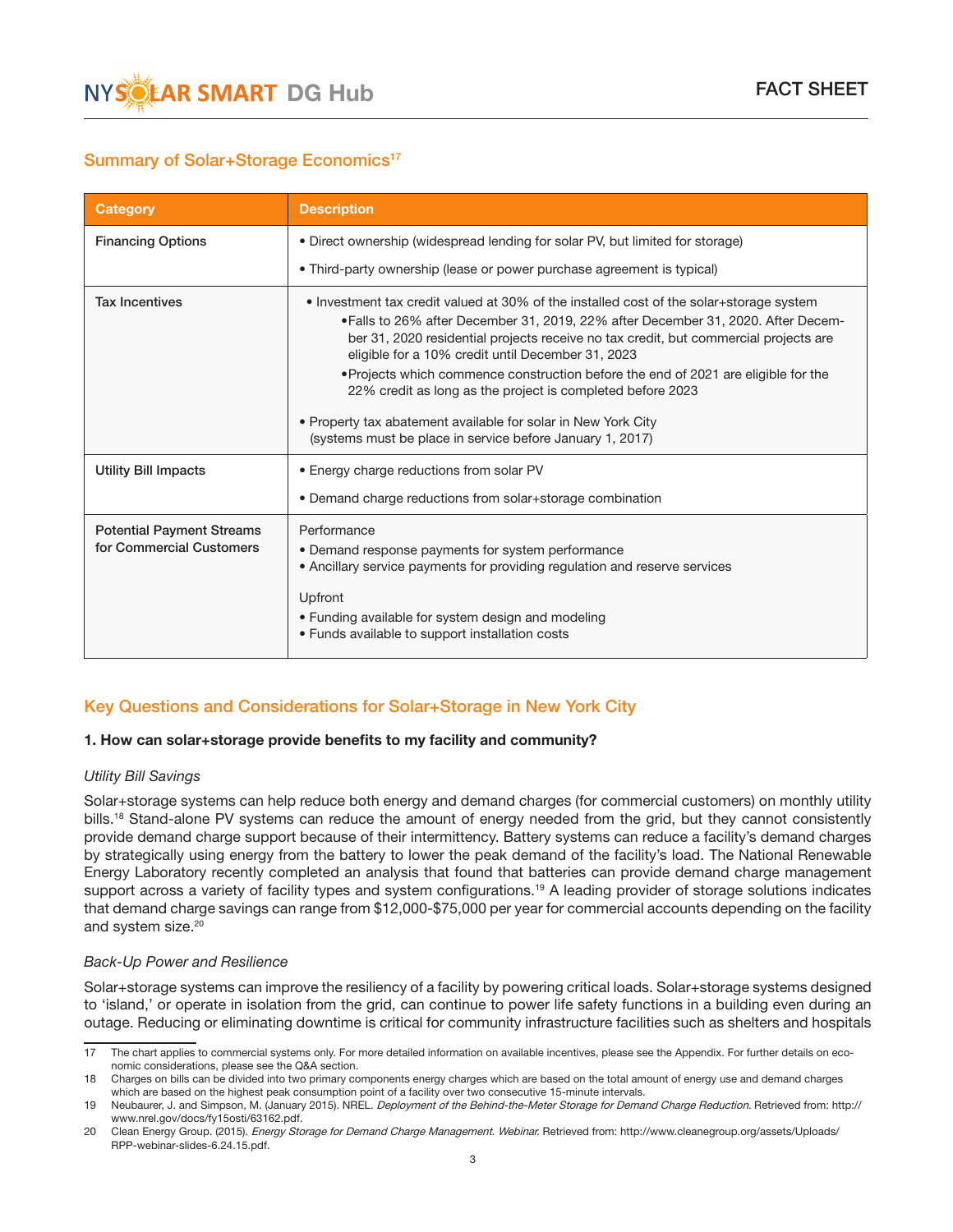## Summary of Solar+Storage Economics[17]

| Category | Description |
|---|---|
| **Financing Options** | • Direct ownership (widespread lending for solar PV, but limited for storage)<br>• Third-party ownership (lease or power purchase agreement is typical) |
| **Tax Incentives** | • Investment tax credit valued at 30% of the installed cost of the solar+storage system<br>  • Falls to 26% after December 31, 2019, 22% after December 31, 2020. After December 31, 2020 residential projects receive no tax credit, but commercial projects are eligible for a 10% credit until December 31, 2023<br>  • Projects which commence construction before the end of 2021 are eligible for the 22% credit as long as the project is completed before 2023<br>• Property tax abatement available for solar in New York City (systems must be place in service before January 1, 2017) |
| **Utility Bill Impacts** | • Energy charge reductions from solar PV<br>• Demand charge reductions from solar+storage combination |
| **Potential Payment Streams for Commercial Customers** | Performance<br>• Demand response payments for system performance<br>• Ancillary service payments for providing regulation and reserve services<br>Upfront<br>• Funding available for system design and modeling<br>• Funds available to support installation costs |

## Key Questions and Considerations for Solar+Storage in New York City

### 1. How can solar+storage provide benefits to my facility and community?

*Utility Bill Savings*

Solar+storage systems can help reduce both energy and demand charges (for commercial customers) on monthly utility bills.[18] Stand-alone PV systems can reduce the amount of energy needed from the grid, but they cannot consistently provide demand charge support because of their intermittency. Battery systems can reduce a facility's demand charges by strategically using energy from the battery to lower the peak demand of the facility's load. The National Renewable Energy Laboratory recently completed an analysis that found that batteries can provide demand charge management support across a variety of facility types and system configurations.[19] A leading provider of storage solutions indicates that demand charge savings can range from $12,000-$75,000 per year for commercial accounts depending on the facility and system size.[20]

*Back-Up Power and Resilience*

Solar+storage systems can improve the resiliency of a facility by powering critical loads. Solar+storage systems designed to 'island,' or operate in isolation from the grid, can continue to power life safety functions in a building even during an outage. Reducing or eliminating downtime is critical for community infrastructure facilities such as shelters and hospitals

---

17 The chart applies to commercial systems only. For more detailed information on available incentives, please see the Appendix. For further details on economic considerations, please see the Q&A section.

18 Charges on bills can be divided into two primary components energy charges which are based on the total amount of energy use and demand charges which are based on the highest peak consumption point of a facility over two consecutive 15-minute intervals.

19 Neubaurer, J. and Simpson, M. (January 2015). NREL. *Deployment of the Behind-the-Meter Storage for Demand Charge Reduction*. Retrieved from: http://www.nrel.gov/docs/fy15osti/63162.pdf.

20 Clean Energy Group. (2015). *Energy Storage for Demand Charge Management. Webinar.* Retrieved from: http://www.cleanegroup.org/assets/Uploads/RPP-webinar-slides-6.24.15.pdf.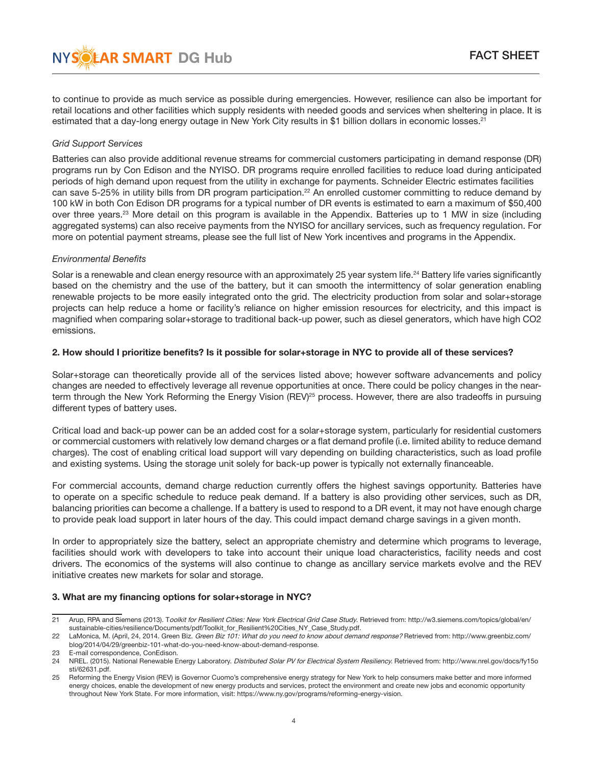to continue to provide as much service as possible during emergencies. However, resilience can also be important for retail locations and other facilities which supply residents with needed goods and services when sheltering in place. It is estimated that a day-long energy outage in New York City results in $1 billion dollars in economic losses.[21]

*Grid Support Services*

Batteries can also provide additional revenue streams for commercial customers participating in demand response (DR) programs run by Con Edison and the NYISO. DR programs require enrolled facilities to reduce load during anticipated periods of high demand upon request from the utility in exchange for payments. Schneider Electric estimates facilities can save 5-25% in utility bills from DR program participation.[22] An enrolled customer committing to reduce demand by 100 kW in both Con Edison DR programs for a typical number of DR events is estimated to earn a maximum of $50,400 over three years.[23] More detail on this program is available in the Appendix. Batteries up to 1 MW in size (including aggregated systems) can also receive payments from the NYISO for ancillary services, such as frequency regulation. For more on potential payment streams, please see the full list of New York incentives and programs in the Appendix.

*Environmental Benefits*

Solar is a renewable and clean energy resource with an approximately 25 year system life.[24] Battery life varies significantly based on the chemistry and the use of the battery, but it can smooth the intermittency of solar generation enabling renewable projects to be more easily integrated onto the grid. The electricity production from solar and solar+storage projects can help reduce a home or facility's reliance on higher emission resources for electricity, and this impact is magnified when comparing solar+storage to traditional back-up power, such as diesel generators, which have high CO2 emissions.

**2. How should I prioritize benefits? Is it possible for solar+storage in NYC to provide all of these services?**

Solar+storage can theoretically provide all of the services listed above; however software advancements and policy changes are needed to effectively leverage all revenue opportunities at once. There could be policy changes in the near-term through the New York Reforming the Energy Vision (REV)[25] process. However, there are also tradeoffs in pursuing different types of battery uses.

Critical load and back-up power can be an added cost for a solar+storage system, particularly for residential customers or commercial customers with relatively low demand charges or a flat demand profile (i.e. limited ability to reduce demand charges). The cost of enabling critical load support will vary depending on building characteristics, such as load profile and existing systems. Using the storage unit solely for back-up power is typically not externally financeable.

For commercial accounts, demand charge reduction currently offers the highest savings opportunity. Batteries have to operate on a specific schedule to reduce peak demand. If a battery is also providing other services, such as DR, balancing priorities can become a challenge. If a battery is used to respond to a DR event, it may not have enough charge to provide peak load support in later hours of the day. This could impact demand charge savings in a given month.

In order to appropriately size the battery, select an appropriate chemistry and determine which programs to leverage, facilities should work with developers to take into account their unique load characteristics, facility needs and cost drivers. The economics of the systems will also continue to change as ancillary service markets evolve and the REV initiative creates new markets for solar and storage.

**3. What are my financing options for solar+storage in NYC?**

---

21 Arup, RPA and Siemens (2013). *Toolkit for Resilient Cities: New York Electrical Grid Case Study.* Retrieved from: http://w3.siemens.com/topics/global/en/sustainable-cities/resilience/Documents/pdf/Toolkit_for_Resilient%20Cities_NY_Case_Study.pdf.

22 LaMonica, M. (April, 24, 2014. Green Biz. *Green Biz 101: What do you need to know about demand response?* Retrieved from: http://www.greenbiz.com/blog/2014/04/29/greenbiz-101-what-do-you-need-know-about-demand-response.

23 E-mail correspondence, ConEdison.

24 NREL. (2015). National Renewable Energy Laboratory. *Distributed Solar PV for Electrical System Resiliency.* Retrieved from: http://www.nrel.gov/docs/fy15osti/62631.pdf.

25 Reforming the Energy Vision (REV) is Governor Cuomo's comprehensive energy strategy for New York to help consumers make better and more informed energy choices, enable the development of new energy products and services, protect the environment and create new jobs and economic opportunity throughout New York State. For more information, visit: https://www.ny.gov/programs/reforming-energy-vision.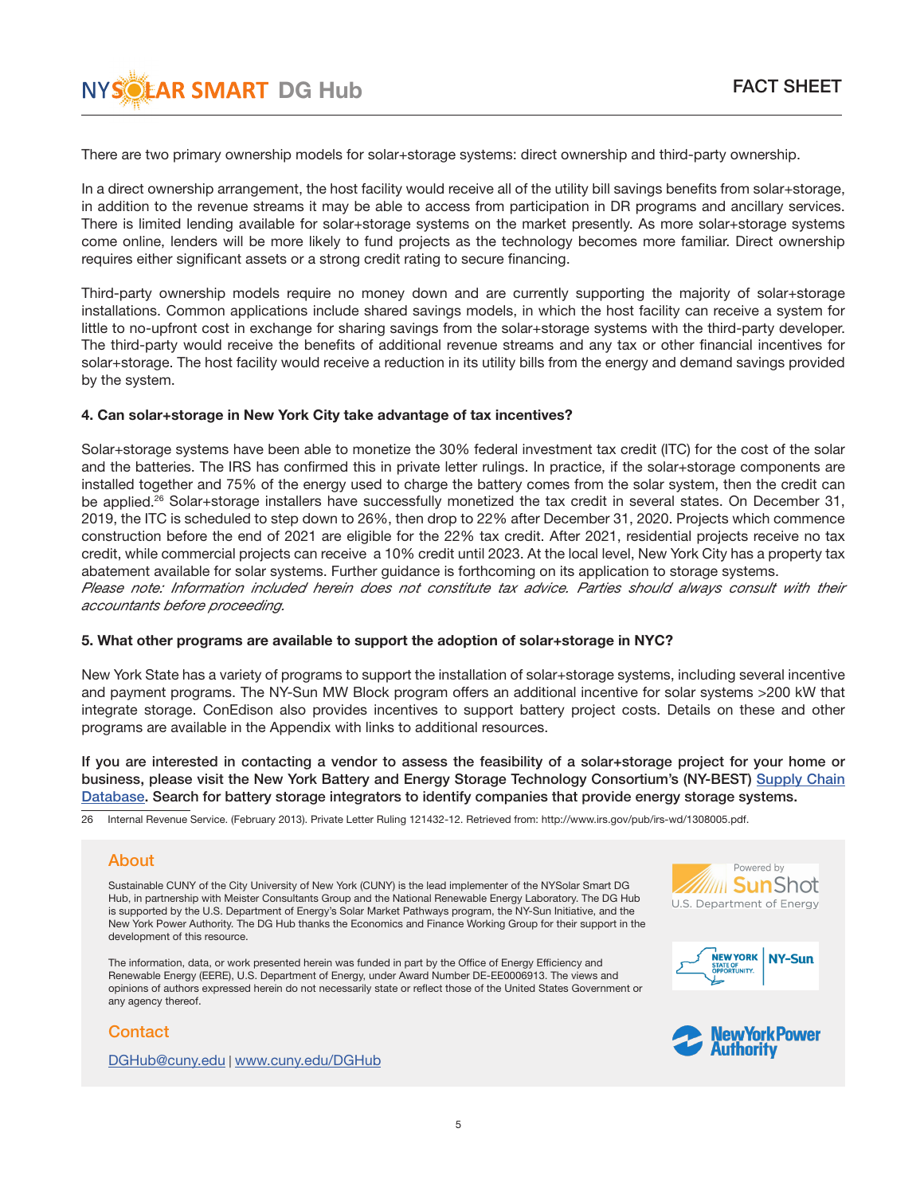There are two primary ownership models for solar+storage systems: direct ownership and third-party ownership.

In a direct ownership arrangement, the host facility would receive all of the utility bill savings benefits from solar+storage, in addition to the revenue streams it may be able to access from participation in DR programs and ancillary services. There is limited lending available for solar+storage systems on the market presently. As more solar+storage systems come online, lenders will be more likely to fund projects as the technology becomes more familiar. Direct ownership requires either significant assets or a strong credit rating to secure financing.

Third-party ownership models require no money down and are currently supporting the majority of solar+storage installations. Common applications include shared savings models, in which the host facility can receive a system for little to no-upfront cost in exchange for sharing savings from the solar+storage systems with the third-party developer. The third-party would receive the benefits of additional revenue streams and any tax or other financial incentives for solar+storage. The host facility would receive a reduction in its utility bills from the energy and demand savings provided by the system.

**4. Can solar+storage in New York City take advantage of tax incentives?**

Solar+storage systems have been able to monetize the 30% federal investment tax credit (ITC) for the cost of the solar and the batteries. The IRS has confirmed this in private letter rulings. In practice, if the solar+storage components are installed together and 75% of the energy used to charge the battery comes from the solar system, then the credit can be applied.[26] Solar+storage installers have successfully monetized the tax credit in several states. On December 31, 2019, the ITC is scheduled to step down to 26%, then drop to 22% after December 31, 2020. Projects which commence construction before the end of 2021 are eligible for the 22% tax credit. After 2021, residential projects receive no tax credit, while commercial projects can receive a 10% credit until 2023. At the local level, New York City has a property tax abatement available for solar systems. Further guidance is forthcoming on its application to storage systems.
*Please note: Information included herein does not constitute tax advice. Parties should always consult with their accountants before proceeding.*

**5. What other programs are available to support the adoption of solar+storage in NYC?**

New York State has a variety of programs to support the installation of solar+storage systems, including several incentive and payment programs. The NY-Sun MW Block program offers an additional incentive for solar systems >200 kW that integrate storage. ConEdison also provides incentives to support battery project costs. Details on these and other programs are available in the Appendix with links to additional resources.

**If you are interested in contacting a vendor to assess the feasibility of a solar+storage project for your home or business, please visit the New York Battery and Energy Storage Technology Consortium's (NY-BEST) Supply Chain Database. Search for battery storage integrators to identify companies that provide energy storage systems.**

26 Internal Revenue Service. (February 2013). Private Letter Ruling 121432-12. Retrieved from: http://www.irs.gov/pub/irs-wd/1308005.pdf.

## About

Sustainable CUNY of the City University of New York (CUNY) is the lead implementer of the NYSolar Smart DG Hub, in partnership with Meister Consultants Group and the National Renewable Energy Laboratory. The DG Hub is supported by the U.S. Department of Energy's Solar Market Pathways program, the NY-Sun Initiative, and the New York Power Authority. The DG Hub thanks the Economics and Finance Working Group for their support in the development of this resource.

The information, data, or work presented herein was funded in part by the Office of Energy Efficiency and Renewable Energy (EERE), U.S. Department of Energy, under Award Number DE-EE0006913. The views and opinions of authors expressed herein do not necessarily state or reflect those of the United States Government or any agency thereof.

## Contact

DGHub@cuny.edu | www.cuny.edu/DGHub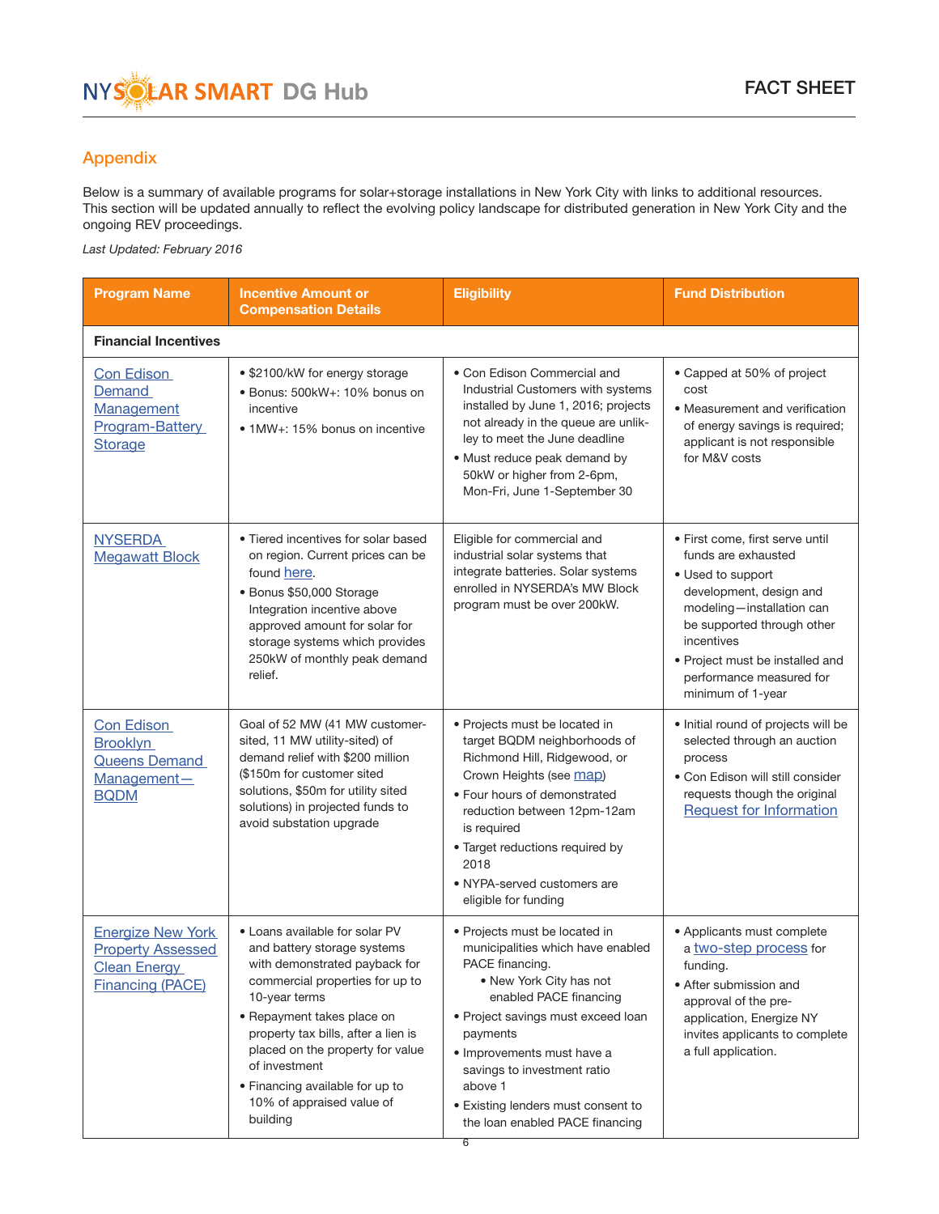## Appendix

Below is a summary of available programs for solar+storage installations in New York City with links to additional resources. This section will be updated annually to reflect the evolving policy landscape for distributed generation in New York City and the ongoing REV proceedings.

*Last Updated: February 2016*

| Program Name | Incentive Amount or Compensation Details | Eligibility | Fund Distribution |
|---|---|---|---|
| **Financial Incentives** | | | |
| Con Edison Demand Management Program-Battery Storage | • $2100/kW for energy storage<br>• Bonus: 500kW+: 10% bonus on incentive<br>• 1MW+: 15% bonus on incentive | • Con Edison Commercial and Industrial Customers with systems installed by June 1, 2016; projects not already in the queue are unlikley to meet the June deadline<br>• Must reduce peak demand by 50kW or higher from 2-6pm, Mon-Fri, June 1-September 30 | • Capped at 50% of project cost<br>• Measurement and verification of energy savings is required; applicant is not responsible for M&V costs |
| NYSERDA Megawatt Block | • Tiered incentives for solar based on region. Current prices can be found here.<br>• Bonus $50,000 Storage Integration incentive above approved amount for solar for storage systems which provides 250kW of monthly peak demand relief. | Eligible for commercial and industrial solar systems that integrate batteries. Solar systems enrolled in NYSERDA's MW Block program must be over 200kW. | • First come, first serve until funds are exhausted<br>• Used to support development, design and modeling—installation can be supported through other incentives<br>• Project must be installed and performance measured for minimum of 1-year |
| Con Edison Brooklyn Queens Demand Management—BQDM | Goal of 52 MW (41 MW customer-sited, 11 MW utility-sited) of demand relief with $200 million ($150m for customer sited solutions, $50m for utility sited solutions) in projected funds to avoid substation upgrade | • Projects must be located in target BQDM neighborhoods of Richmond Hill, Ridgewood, or Crown Heights (see map)<br>• Four hours of demonstrated reduction between 12pm-12am is required<br>• Target reductions required by 2018<br>• NYPA-served customers are eligible for funding | • Initial round of projects will be selected through an auction process<br>• Con Edison will still consider requests though the original Request for Information |
| Energize New York Property Assessed Clean Energy Financing (PACE) | • Loans available for solar PV and battery storage systems with demonstrated payback for commercial properties for up to 10-year terms<br>• Repayment takes place on property tax bills, after a lien is placed on the property for value of investment<br>• Financing available for up to 10% of appraised value of building | • Projects must be located in municipalities which have enabled PACE financing.<br>  • New York City has not enabled PACE financing<br>• Project savings must exceed loan payments<br>• Improvements must have a savings to investment ratio above 1<br>• Existing lenders must consent to the loan enabled PACE financing | • Applicants must complete a two-step process for funding.<br>• After submission and approval of the pre-application, Energize NY invites applicants to complete a full application. |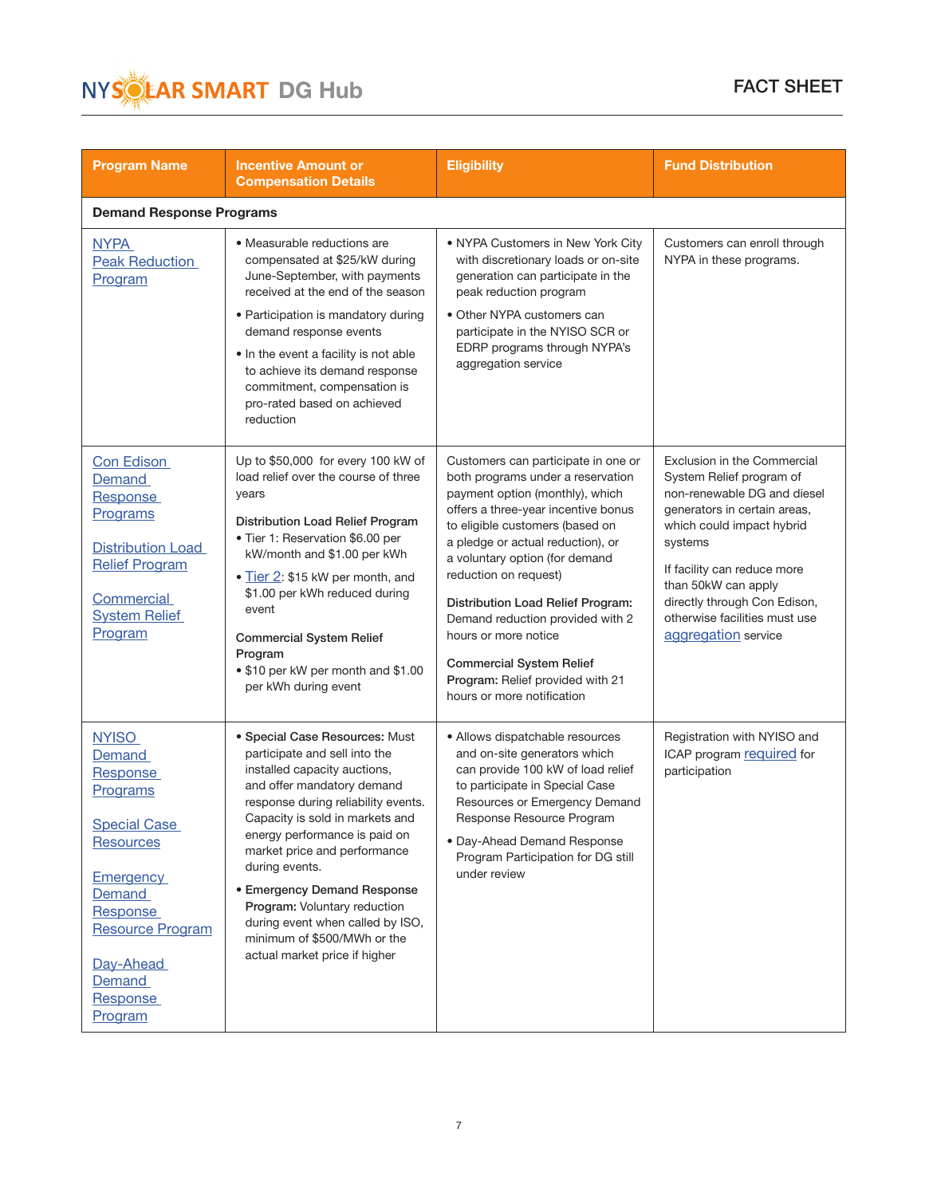| Program Name | Incentive Amount or Compensation Details | Eligibility | Fund Distribution |
|---|---|---|---|
| **Demand Response Programs** | | | |
| NYPA Peak Reduction Program | • Measurable reductions are compensated at $25/kW during June-September, with payments received at the end of the season<br>• Participation is mandatory during demand response events<br>• In the event a facility is not able to achieve its demand response commitment, compensation is pro-rated based on achieved reduction | • NYPA Customers in New York City with discretionary loads or on-site generation can participate in the peak reduction program<br>• Other NYPA customers can participate in the NYISO SCR or EDRP programs through NYPA's aggregation service | Customers can enroll through NYPA in these programs. |
| Con Edison Demand Response Programs<br><br>Distribution Load Relief Program<br><br>Commercial System Relief Program | Up to $50,000 for every 100 kW of load relief over the course of three years<br><br>**Distribution Load Relief Program**<br>• Tier 1: Reservation $6.00 per kW/month and $1.00 per kWh<br>• Tier 2: $15 kW per month, and $1.00 per kWh reduced during event<br><br>**Commercial System Relief Program**<br>• $10 per kW per month and $1.00 per kWh during event | Customers can participate in one or both programs under a reservation payment option (monthly), which offers a three-year incentive bonus to eligible customers (based on a pledge or actual reduction), or a voluntary option (for demand reduction on request)<br><br>**Distribution Load Relief Program:** Demand reduction provided with 2 hours or more notice<br><br>**Commercial System Relief Program:** Relief provided with 21 hours or more notification | Exclusion in the Commercial System Relief program of non-renewable DG and diesel generators in certain areas, which could impact hybrid systems<br><br>If facility can reduce more than 50kW can apply directly through Con Edison, otherwise facilities must use aggregation service |
| NYISO Demand Response Programs<br><br>Special Case Resources<br><br>Emergency Demand Response Resource Program<br><br>Day-Ahead Demand Response Program | • **Special Case Resources:** Must participate and sell into the installed capacity auctions, and offer mandatory demand response during reliability events. Capacity is sold in markets and energy performance is paid on market price and performance during events.<br>• **Emergency Demand Response Program:** Voluntary reduction during event when called by ISO, minimum of $500/MWh or the actual market price if higher | • Allows dispatchable resources and on-site generators which can provide 100 kW of load relief to participate in Special Case Resources or Emergency Demand Response Resource Program<br>• Day-Ahead Demand Response Program Participation for DG still under review | Registration with NYISO and ICAP program required for participation |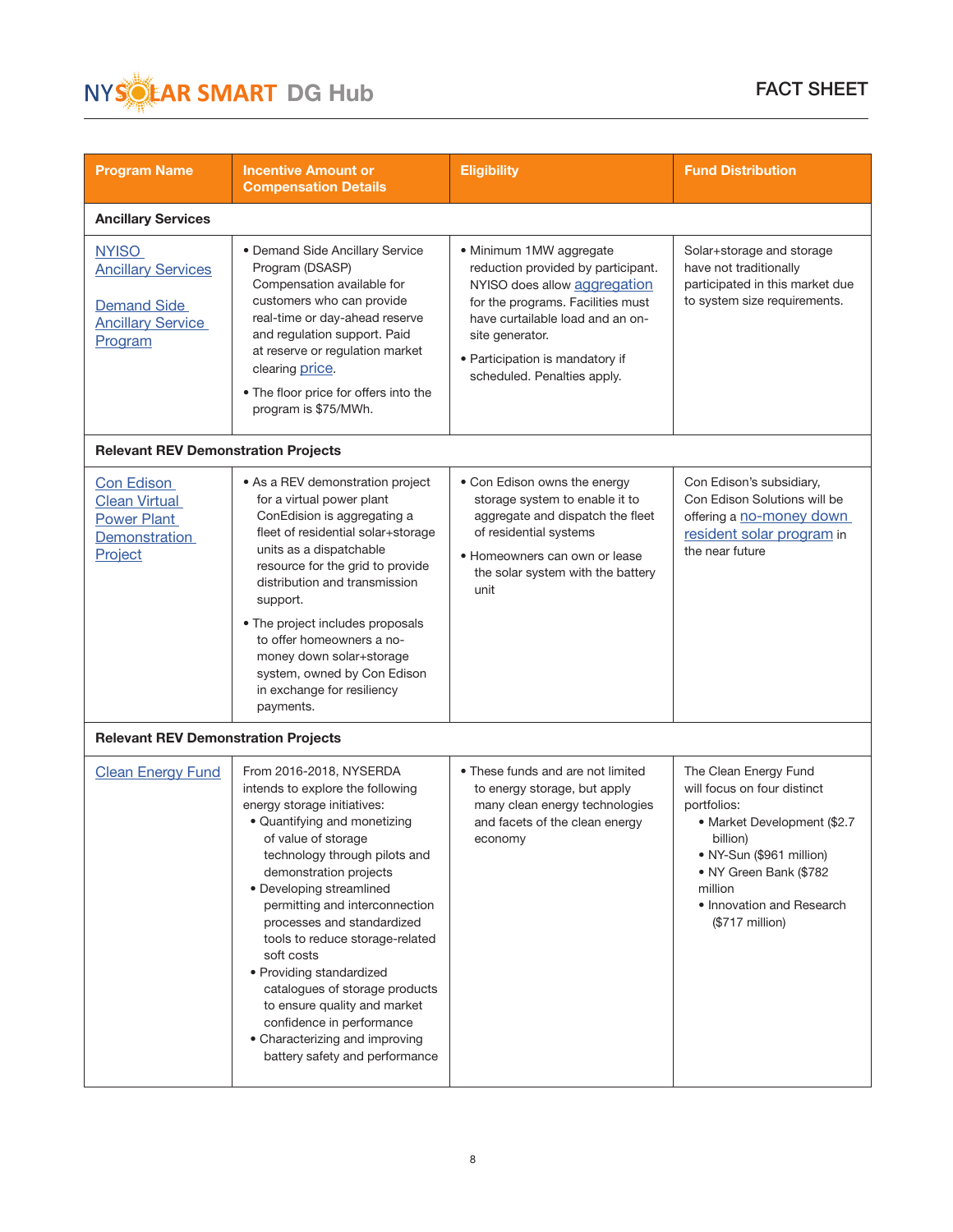| Program Name | Incentive Amount or Compensation Details | Eligibility | Fund Distribution |
|---|---|---|---|
| **Ancillary Services** | | | |
| NYISO Ancillary Services<br><br>Demand Side Ancillary Service Program | • Demand Side Ancillary Service Program (DSASP) Compensation available for customers who can provide real-time or day-ahead reserve and regulation support. Paid at reserve or regulation market clearing price.<br>• The floor price for offers into the program is $75/MWh. | • Minimum 1MW aggregate reduction provided by participant. NYISO does allow aggregation for the programs. Facilities must have curtailable load and an on-site generator.<br>• Participation is mandatory if scheduled. Penalties apply. | Solar+storage and storage have not traditionally participated in this market due to system size requirements. |
| **Relevant REV Demonstration Projects** | | | |
| Con Edison Clean Virtual Power Plant Demonstration Project | • As a REV demonstration project for a virtual power plant ConEdision is aggregating a fleet of residential solar+storage units as a dispatchable resource for the grid to provide distribution and transmission support.<br>• The project includes proposals to offer homeowners a no-money down solar+storage system, owned by Con Edison in exchange for resiliency payments. | • Con Edison owns the energy storage system to enable it to aggregate and dispatch the fleet of residential systems<br>• Homeowners can own or lease the solar system with the battery unit | Con Edison's subsidiary, Con Edison Solutions will be offering a no-money down resident solar program in the near future |
| **Relevant REV Demonstration Projects** | | | |
| Clean Energy Fund | From 2016-2018, NYSERDA intends to explore the following energy storage initiatives:<br>• Quantifying and monetizing of value of storage technology through pilots and demonstration projects<br>• Developing streamlined permitting and interconnection processes and standardized tools to reduce storage-related soft costs<br>• Providing standardized catalogues of storage products to ensure quality and market confidence in performance<br>• Characterizing and improving battery safety and performance | • These funds and are not limited to energy storage, but apply many clean energy technologies and facets of the clean energy economy | The Clean Energy Fund will focus on four distinct portfolios:<br>• Market Development ($2.7 billion)<br>• NY-Sun ($961 million)<br>• NY Green Bank ($782 million<br>• Innovation and Research ($717 million) |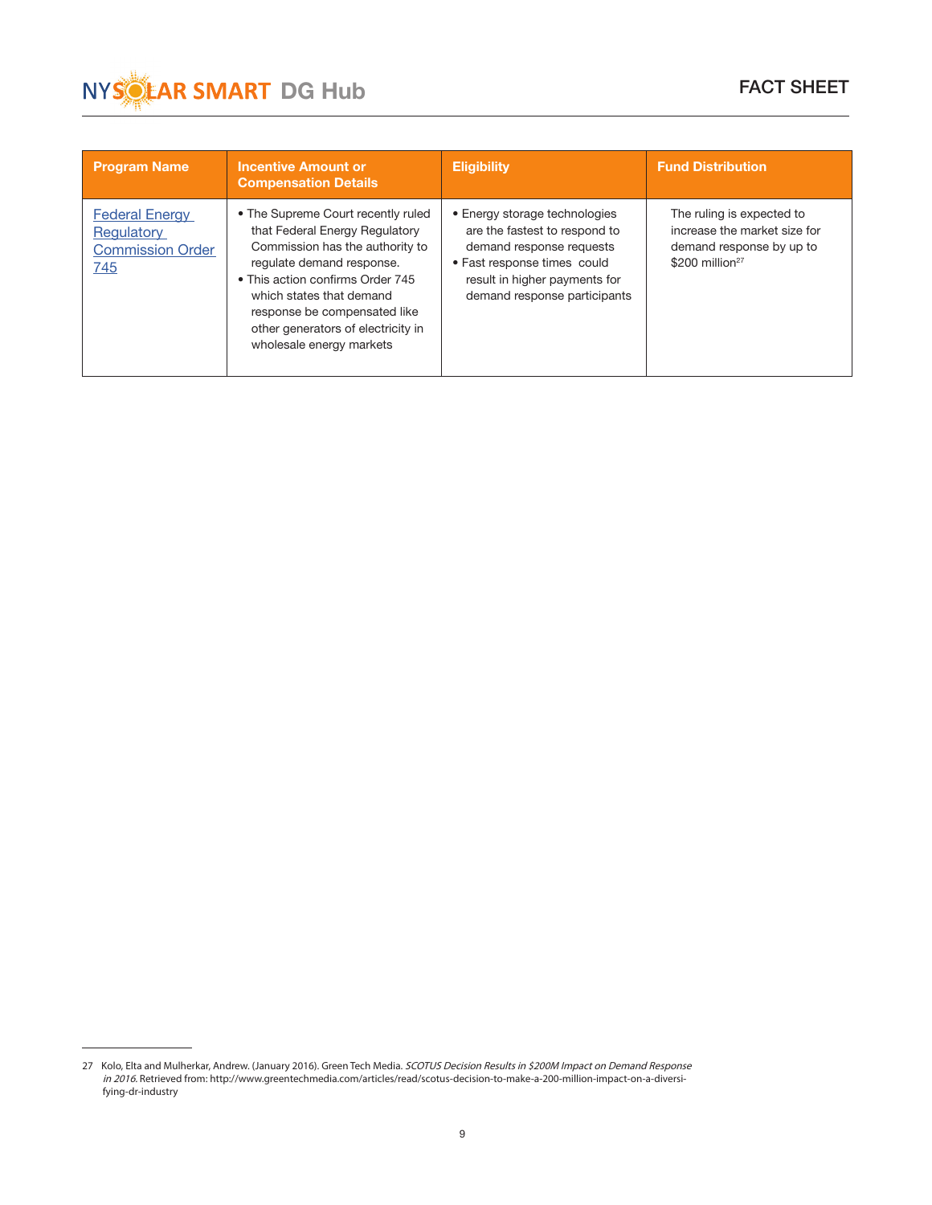| Program Name | Incentive Amount or Compensation Details | Eligibility | Fund Distribution |
|---|---|---|---|
| Federal Energy Regulatory Commission Order 745 | • The Supreme Court recently ruled that Federal Energy Regulatory Commission has the authority to regulate demand response.<br>• This action confirms Order 745 which states that demand response be compensated like other generators of electricity in wholesale energy markets | • Energy storage technologies are the fastest to respond to demand response requests<br>• Fast response times could result in higher payments for demand response participants | The ruling is expected to increase the market size for demand response by up to $200 million[27] |

27 Kolo, Elta and Mulherkar, Andrew. (January 2016). Green Tech Media. *SCOTUS Decision Results in $200M Impact on Demand Response in 2016.* Retrieved from: http://www.greentechmedia.com/articles/read/scotus-decision-to-make-a-200-million-impact-on-a-diversifying-dr-industry